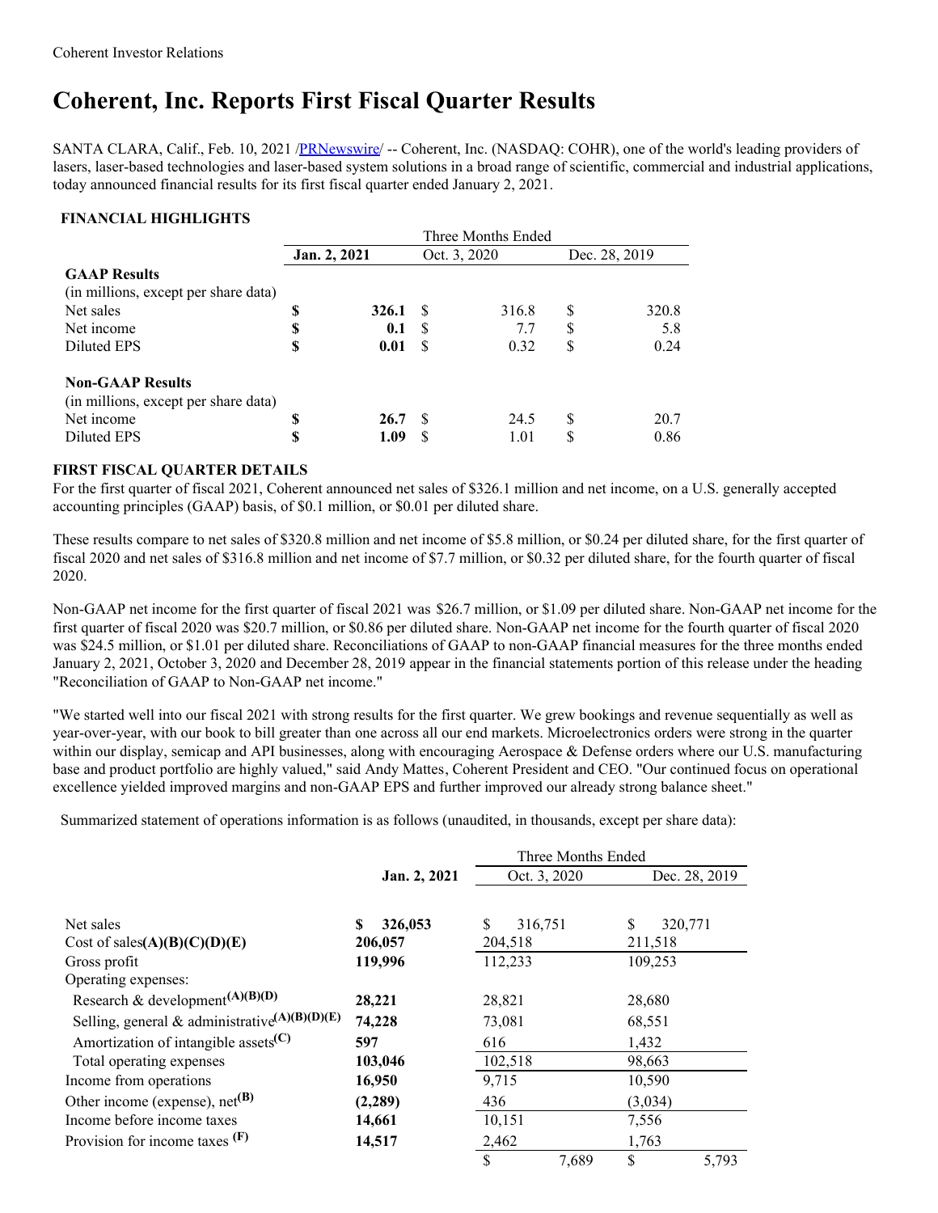Coherent Investor Relations

# Coherent, Inc. Reports First Fiscal Quarter Results

SANTA CLARA, Calif., Feb. 10, 2021 /PRNewswire/ -- Coherent, Inc. (NASDAQ: COHR), one of the world's leading providers of lasers, laser-based technologies and laser-based system solutions in a broad range of scientific, commercial and industrial applications, today announced financial results for its first fiscal quarter ended January 2, 2021.

### FINANCIAL HIGHLIGHTS

| | Three Months Ended | | |
|---|---|---|---|
| | **Jan. 2, 2021** | Oct. 3, 2020 | Dec. 28, 2019 |
| **GAAP Results** | | | |
| (in millions, except per share data) | | | |
| Net sales | **$ 326.1** | $ 316.8 | $ 320.8 |
| Net income | **$ 0.1** | $ 7.7 | $ 5.8 |
| Diluted EPS | **$ 0.01** | $ 0.32 | $ 0.24 |
| | | | |
| **Non-GAAP Results** | | | |
| (in millions, except per share data) | | | |
| Net income | **$ 26.7** | $ 24.5 | $ 20.7 |
| Diluted EPS | **$ 1.09** | $ 1.01 | $ 0.86 |

### FIRST FISCAL QUARTER DETAILS

For the first quarter of fiscal 2021, Coherent announced net sales of $326.1 million and net income, on a U.S. generally accepted accounting principles (GAAP) basis, of $0.1 million, or $0.01 per diluted share.

These results compare to net sales of $320.8 million and net income of $5.8 million, or $0.24 per diluted share, for the first quarter of fiscal 2020 and net sales of $316.8 million and net income of $7.7 million, or $0.32 per diluted share, for the fourth quarter of fiscal 2020.

Non-GAAP net income for the first quarter of fiscal 2021 was $26.7 million, or $1.09 per diluted share. Non-GAAP net income for the first quarter of fiscal 2020 was $20.7 million, or $0.86 per diluted share. Non-GAAP net income for the fourth quarter of fiscal 2020 was $24.5 million, or $1.01 per diluted share. Reconciliations of GAAP to non-GAAP financial measures for the three months ended January 2, 2021, October 3, 2020 and December 28, 2019 appear in the financial statements portion of this release under the heading "Reconciliation of GAAP to Non-GAAP net income."

"We started well into our fiscal 2021 with strong results for the first quarter. We grew bookings and revenue sequentially as well as year-over-year, with our book to bill greater than one across all our end markets. Microelectronics orders were strong in the quarter within our display, semicap and API businesses, along with encouraging Aerospace & Defense orders where our U.S. manufacturing base and product portfolio are highly valued," said Andy Mattes, Coherent President and CEO. "Our continued focus on operational excellence yielded improved margins and non-GAAP EPS and further improved our already strong balance sheet."

Summarized statement of operations information is as follows (unaudited, in thousands, except per share data):

| | Three Months Ended | | |
|---|---|---|---|
| | **Jan. 2, 2021** | Oct. 3, 2020 | Dec. 28, 2019 |
| Net sales | **$ 326,053** | $ 316,751 | $ 320,771 |
| Cost of sales(A)(B)(C)(D)(E) | **206,057** | 204,518 | 211,518 |
| Gross profit | **119,996** | 112,233 | 109,253 |
| Operating expenses: | | | |
| Research & development(A)(B)(D) | **28,221** | 28,821 | 28,680 |
| Selling, general & administrative(A)(B)(D)(E) | **74,228** | 73,081 | 68,551 |
| Amortization of intangible assets(C) | **597** | 616 | 1,432 |
| Total operating expenses | **103,046** | 102,518 | 98,663 |
| Income from operations | **16,950** | 9,715 | 10,590 |
| Other income (expense), net(B) | **(2,289)** | 436 | (3,034) |
| Income before income taxes | **14,661** | 10,151 | 7,556 |
| Provision for income taxes (F) | **14,517** | 2,462 | 1,763 |
| | | $ 7,689 | $ 5,793 |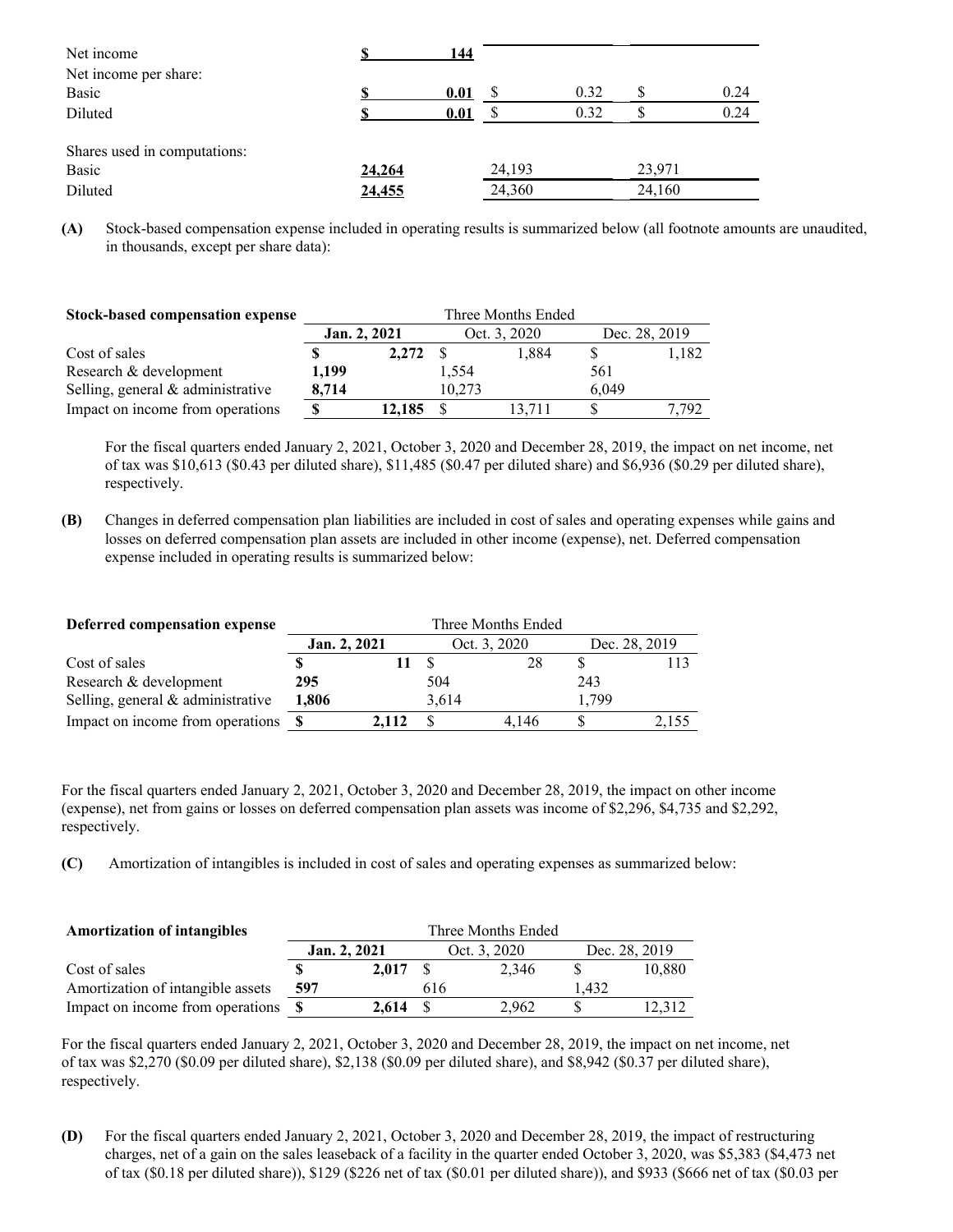| | | | |
|---|---|---|---|
| Net income | $ 144 | | |
| Net income per share: | | | |
| Basic | $ 0.01 | $ 0.32 | $ 0.24 |
| Diluted | $ 0.01 | $ 0.32 | $ 0.24 |
| | | | |
| Shares used in computations: | | | |
| Basic | 24,264 | 24,193 | 23,971 |
| Diluted | 24,455 | 24,360 | 24,160 |

**(A)** Stock-based compensation expense included in operating results is summarized below (all footnote amounts are unaudited, in thousands, except per share data):

| **Stock-based compensation expense** | Three Months Ended | | |
|---|---|---|---|
| | **Jan. 2, 2021** | Oct. 3, 2020 | Dec. 28, 2019 |
| Cost of sales | $ 2,272 | $ 1,884 | $ 1,182 |
| Research & development | 1,199 | 1,554 | 561 |
| Selling, general & administrative | 8,714 | 10,273 | 6,049 |
| Impact on income from operations | $ 12,185 | $ 13,711 | $ 7,792 |

For the fiscal quarters ended January 2, 2021, October 3, 2020 and December 28, 2019, the impact on net income, net of tax was $10,613 ($0.43 per diluted share), $11,485 ($0.47 per diluted share) and $6,936 ($0.29 per diluted share), respectively.

**(B)** Changes in deferred compensation plan liabilities are included in cost of sales and operating expenses while gains and losses on deferred compensation plan assets are included in other income (expense), net. Deferred compensation expense included in operating results is summarized below:

| **Deferred compensation expense** | Three Months Ended | | |
|---|---|---|---|
| | **Jan. 2, 2021** | Oct. 3, 2020 | Dec. 28, 2019 |
| Cost of sales | $ 11 | $ 28 | $ 113 |
| Research & development | 295 | 504 | 243 |
| Selling, general & administrative | 1,806 | 3,614 | 1,799 |
| Impact on income from operations | $ 2,112 | $ 4,146 | $ 2,155 |

For the fiscal quarters ended January 2, 2021, October 3, 2020 and December 28, 2019, the impact on other income (expense), net from gains or losses on deferred compensation plan assets was income of $2,296, $4,735 and $2,292, respectively.

**(C)** Amortization of intangibles is included in cost of sales and operating expenses as summarized below:

| **Amortization of intangibles** | Three Months Ended | | |
|---|---|---|---|
| | **Jan. 2, 2021** | Oct. 3, 2020 | Dec. 28, 2019 |
| Cost of sales | $ 2,017 | $ 2,346 | $ 10,880 |
| Amortization of intangible assets | 597 | 616 | 1,432 |
| Impact on income from operations | $ 2,614 | $ 2,962 | $ 12,312 |

For the fiscal quarters ended January 2, 2021, October 3, 2020 and December 28, 2019, the impact on net income, net of tax was $2,270 ($0.09 per diluted share), $2,138 ($0.09 per diluted share), and $8,942 ($0.37 per diluted share), respectively.

**(D)** For the fiscal quarters ended January 2, 2021, October 3, 2020 and December 28, 2019, the impact of restructuring charges, net of a gain on the sales leaseback of a facility in the quarter ended October 3, 2020, was $5,383 ($4,473 net of tax ($0.18 per diluted share)), $129 ($226 net of tax ($0.01 per diluted share)), and $933 ($666 net of tax ($0.03 per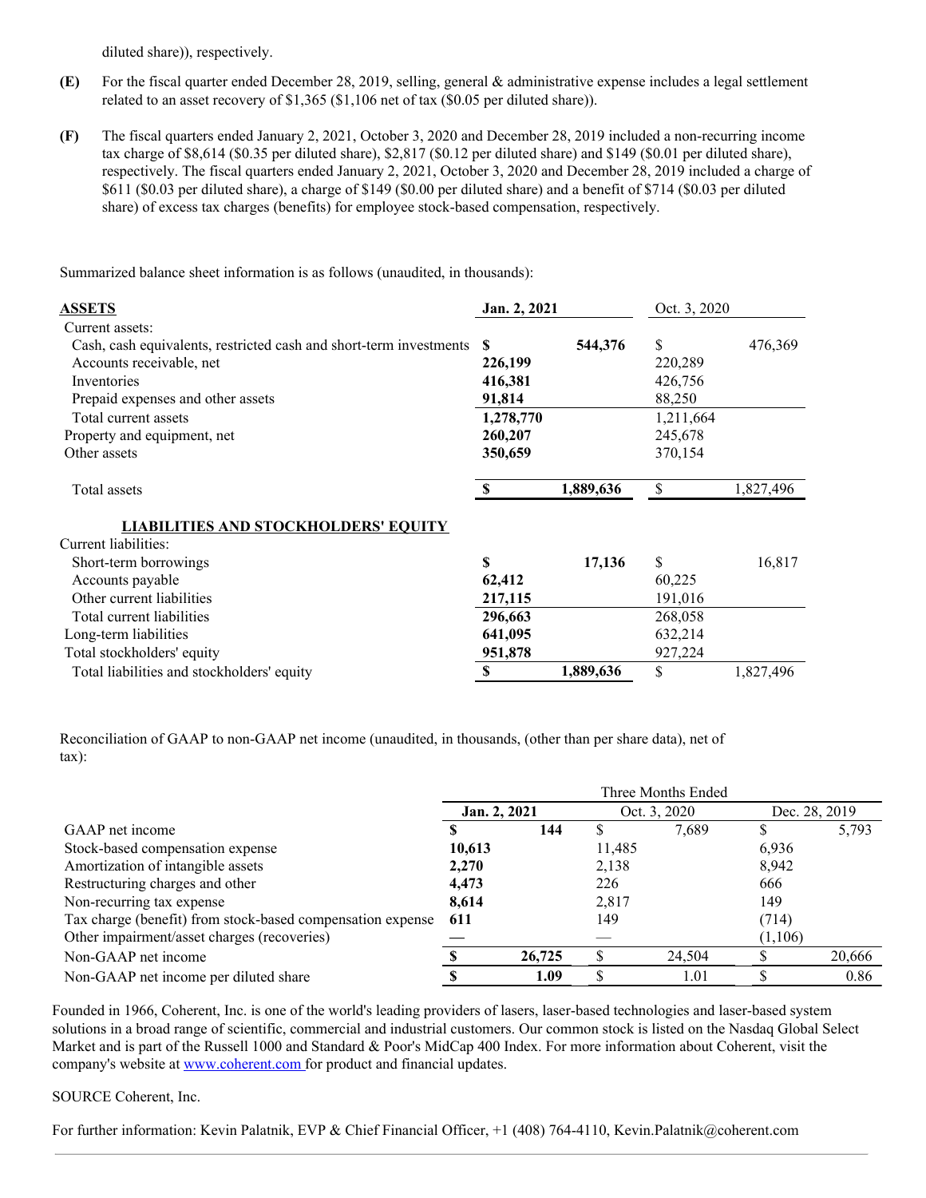diluted share)), respectively.

**(E)** For the fiscal quarter ended December 28, 2019, selling, general & administrative expense includes a legal settlement related to an asset recovery of $1,365 ($1,106 net of tax ($0.05 per diluted share)).

**(F)** The fiscal quarters ended January 2, 2021, October 3, 2020 and December 28, 2019 included a non-recurring income tax charge of $8,614 ($0.35 per diluted share), $2,817 ($0.12 per diluted share) and $149 ($0.01 per diluted share), respectively. The fiscal quarters ended January 2, 2021, October 3, 2020 and December 28, 2019 included a charge of $611 ($0.03 per diluted share), a charge of $149 ($0.00 per diluted share) and a benefit of $714 ($0.03 per diluted share) of excess tax charges (benefits) for employee stock-based compensation, respectively.

Summarized balance sheet information is as follows (unaudited, in thousands):

| **ASSETS** | **Jan. 2, 2021** | Oct. 3, 2020 |
|---|---|---|
| Current assets: | | |
| Cash, cash equivalents, restricted cash and short-term investments | **$ 544,376** | $ 476,369 |
| Accounts receivable, net | **226,199** | 220,289 |
| Inventories | **416,381** | 426,756 |
| Prepaid expenses and other assets | **91,814** | 88,250 |
| Total current assets | **1,278,770** | 1,211,664 |
| Property and equipment, net | **260,207** | 245,678 |
| Other assets | **350,659** | 370,154 |
| Total assets | **$ 1,889,636** | $ 1,827,496 |
| **LIABILITIES AND STOCKHOLDERS' EQUITY** | | |
| Current liabilities: | | |
| Short-term borrowings | **$ 17,136** | $ 16,817 |
| Accounts payable | **62,412** | 60,225 |
| Other current liabilities | **217,115** | 191,016 |
| Total current liabilities | **296,663** | 268,058 |
| Long-term liabilities | **641,095** | 632,214 |
| Total stockholders' equity | **951,878** | 927,224 |
| Total liabilities and stockholders' equity | **$ 1,889,636** | $ 1,827,496 |

Reconciliation of GAAP to non-GAAP net income (unaudited, in thousands, (other than per share data), net of tax):

| | Three Months Ended | | |
|---|---|---|---|
| | **Jan. 2, 2021** | Oct. 3, 2020 | Dec. 28, 2019 |
| GAAP net income | **$ 144** | $ 7,689 | $ 5,793 |
| Stock-based compensation expense | **10,613** | 11,485 | 6,936 |
| Amortization of intangible assets | **2,270** | 2,138 | 8,942 |
| Restructuring charges and other | **4,473** | 226 | 666 |
| Non-recurring tax expense | **8,614** | 2,817 | 149 |
| Tax charge (benefit) from stock-based compensation expense | **611** | 149 | (714) |
| Other impairment/asset charges (recoveries) | **—** | — | (1,106) |
| Non-GAAP net income | **$ 26,725** | $ 24,504 | $ 20,666 |
| Non-GAAP net income per diluted share | **$ 1.09** | $ 1.01 | $ 0.86 |

Founded in 1966, Coherent, Inc. is one of the world's leading providers of lasers, laser-based technologies and laser-based system solutions in a broad range of scientific, commercial and industrial customers. Our common stock is listed on the Nasdaq Global Select Market and is part of the Russell 1000 and Standard & Poor's MidCap 400 Index. For more information about Coherent, visit the company's website at www.coherent.com for product and financial updates.

SOURCE Coherent, Inc.

For further information: Kevin Palatnik, EVP & Chief Financial Officer, +1 (408) 764-4110, Kevin.Palatnik@coherent.com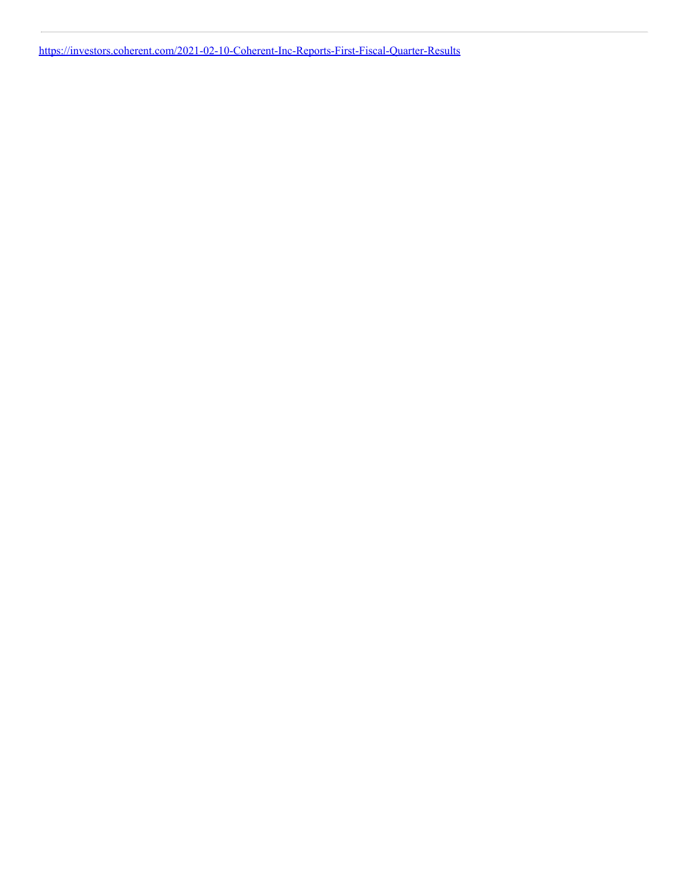https://investors.coherent.com/2021-02-10-Coherent-Inc-Reports-First-Fiscal-Quarter-Results